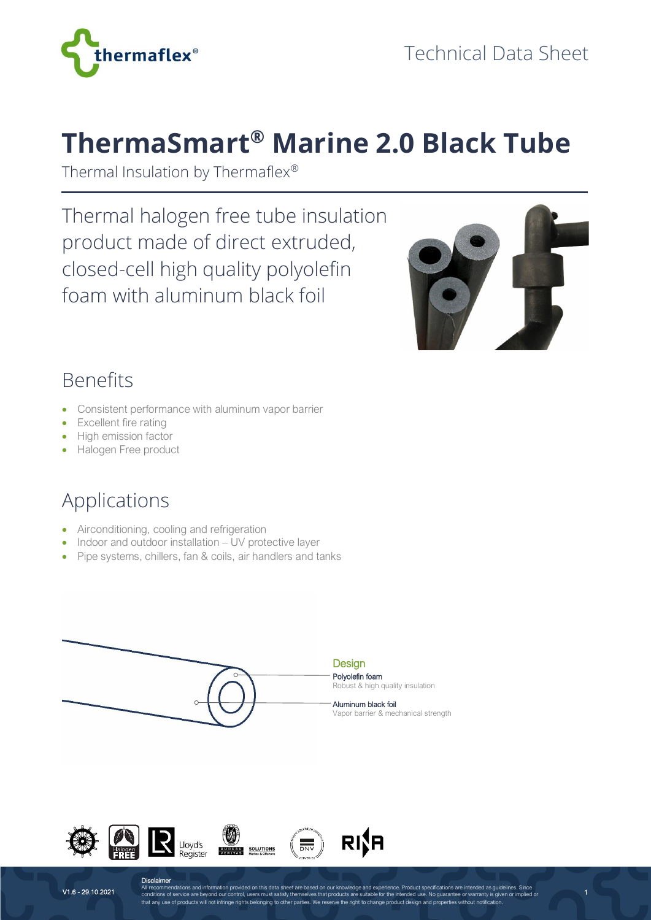Technical Data Sheet

# ThermaSmart® Marine 2.0 Black Tube

Thermal Insulation by Thermaflex®

Thermal halogen free tube insulation product made of direct extruded, closed-cell high quality polyolefin foam with aluminum black foil

## Benefits

- Consistent performance with aluminum vapor barrier
- Excellent fire rating
- High emission factor
- Halogen Free product

## Applications

- Airconditioning, cooling and refrigeration
- Indoor and outdoor installation – UV protective layer
- Pipe systems, chillers, fan & coils, air handlers and tanks

### Design

**Polyolefin foam**
Robust & high quality insulation

**Aluminum black foil**
Vapor barrier & mechanical strength

V1.6 - 29.10.2021

**Disclaimer**
All recommendations and information provided on this data sheet are based on our knowledge and experience. Product specifications are intended as guidelines. Since conditions of service are beyond our control, users must satisfy themselves that products are suitable for the intended use. No guarantee or warranty is given or implied or that any use of products will not infringe rights belonging to other parties. We reserve the right to change product design and properties without notification.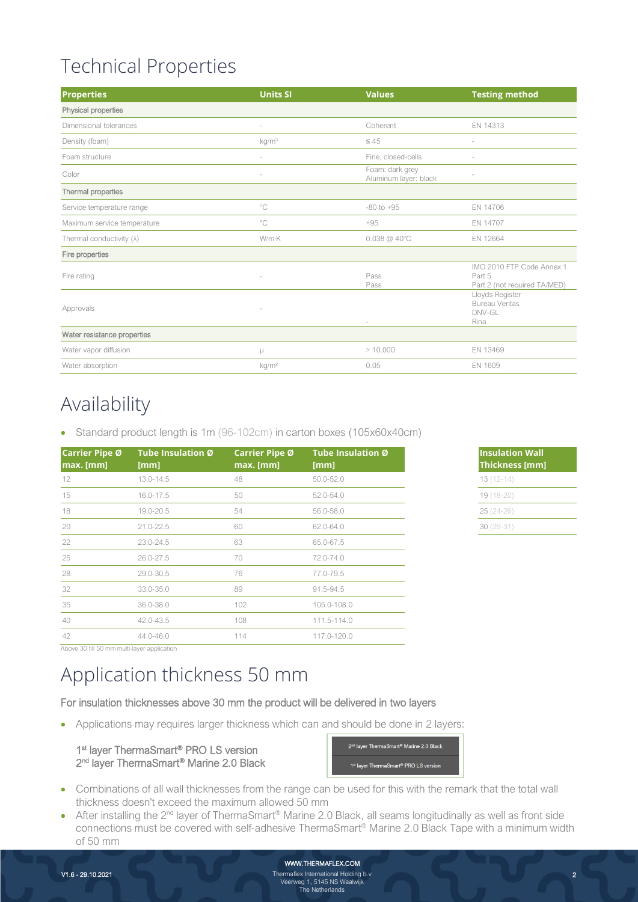# Technical Properties

| Properties | Units SI | Values | Testing method |
|---|---|---|---|
| Physical properties | | | |
| Dimensional tolerances | - | Coherent | EN 14313 |
| Density (foam) | $kg/m^3$ | ≤ 45 | - |
| Foam structure | - | Fine, closed-cells | - |
| Color | - | Foam: dark grey<br>Aluminum layer: black | - |
| Thermal properties | | | |
| Service temperature range | °C | -80 to +95 | EN 14706 |
| Maximum service temperature | °C | +95 | EN 14707 |
| Thermal conductivity (λ) | W/m·K | 0.038 @ 40°C | EN 12664 |
| Fire properties | | | |
| Fire rating | - | Pass<br>Pass | IMO 2010 FTP Code Annex 1<br>Part 5<br>Part 2 (not required TA/MED) |
| Approvals | - | - | Lloyds Register<br>Bureau Veritas<br>DNV-GL<br>Rina |
| Water resistance properties | | | |
| Water vapor diffusion | μ | > 10.000 | EN 13469 |
| Water absorption | $kg/m^2$ | 0.05 | EN 1609 |

# Availability

- Standard product length is 1m (96-102cm) in carton boxes (105x60x40cm)

| Carrier Pipe Ø max. [mm] | Tube Insulation Ø [mm] | Carrier Pipe Ø max. [mm] | Tube Insulation Ø [mm] |
|---|---|---|---|
| 12 | 13.0-14.5 | 48 | 50.0-52.0 |
| 15 | 16.0-17.5 | 50 | 52.0-54.0 |
| 18 | 19.0-20.5 | 54 | 56.0-58.0 |
| 20 | 21.0-22.5 | 60 | 62.0-64.0 |
| 22 | 23.0-24.5 | 63 | 65.0-67.5 |
| 25 | 26.0-27.5 | 70 | 72.0-74.0 |
| 28 | 29.0-30.5 | 76 | 77.0-79.5 |
| 32 | 33.0-35.0 | 89 | 91.5-94.5 |
| 35 | 36.0-38.0 | 102 | 105.0-108.0 |
| 40 | 42.0-43.5 | 108 | 111.5-114.0 |
| 42 | 44.0-46.0 | 114 | 117.0-120.0 |

Above 30 till 50 mm multi-layer application

| Insulation Wall Thickness [mm] |
|---|
| 13 (12-14) |
| 19 (18-20) |
| 25 (24-26) |
| 30 (29-31) |

# Application thickness 50 mm

For insulation thicknesses above 30 mm the product will be delivered in two layers

- Applications may requires larger thickness which can and should be done in 2 layers:

1st layer ThermaSmart® PRO LS version
2nd layer ThermaSmart® Marine 2.0 Black

2nd layer ThermaSmart® Marine 2.0 Black
1st layer ThermaSmart® PRO LS version

- Combinations of all wall thicknesses from the range can be used for this with the remark that the total wall thickness doesn't exceed the maximum allowed 50 mm
- After installing the 2nd layer of ThermaSmart® Marine 2.0 Black, all seams longitudinally as well as front side connections must be covered with self-adhesive ThermaSmart® Marine 2.0 Black Tape with a minimum width of 50 mm

V1.6 - 29.10.2021

WWW.THERMAFLEX.COM
Thermaflex International Holding b.v
Veerweg 1, 5145 NS Waalwijk
The Netherlands